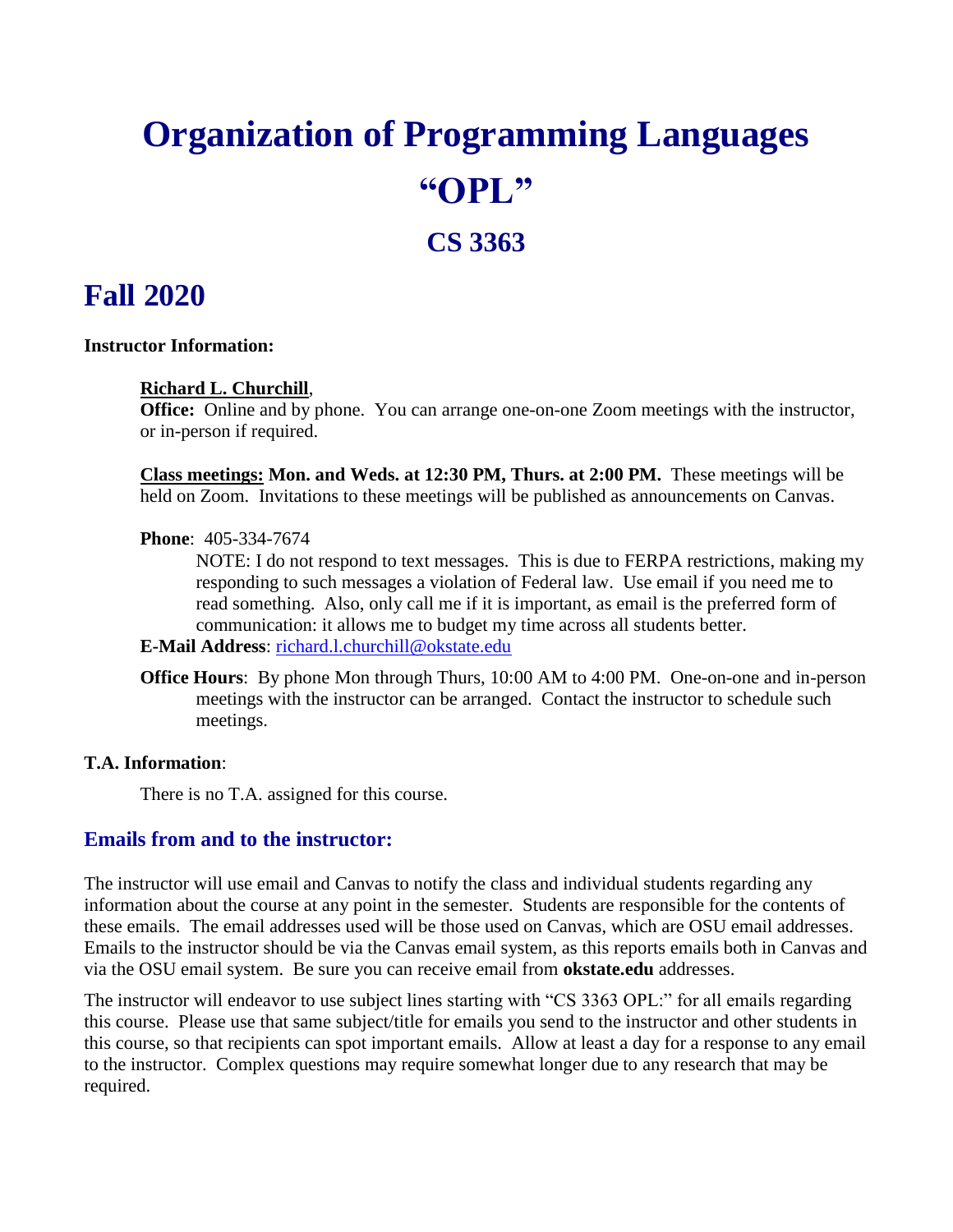# Organization of Programming Languages

# "OPL"

## CS 3363

# Fall 2020

**Instructor Information:**

**<u>Richard L. Churchill</u>**,
**Office:** Online and by phone. You can arrange one-on-one Zoom meetings with the instructor, or in-person if required.

**<u>Class meetings:</u> Mon. and Weds. at 12:30 PM, Thurs. at 2:00 PM.** These meetings will be held on Zoom. Invitations to these meetings will be published as announcements on Canvas.

**Phone**: 405-334-7674

NOTE: I do not respond to text messages. This is due to FERPA restrictions, making my responding to such messages a violation of Federal law. Use email if you need me to read something. Also, only call me if it is important, as email is the preferred form of communication: it allows me to budget my time across all students better.

**E-Mail Address**: [richard.l.churchill@okstate.edu](mailto:richard.l.churchill@okstate.edu)

**Office Hours**: By phone Mon through Thurs, 10:00 AM to 4:00 PM. One-on-one and in-person meetings with the instructor can be arranged. Contact the instructor to schedule such meetings.

**T.A. Information**:

There is no T.A. assigned for this course.

### Emails from and to the instructor:

The instructor will use email and Canvas to notify the class and individual students regarding any information about the course at any point in the semester. Students are responsible for the contents of these emails. The email addresses used will be those used on Canvas, which are OSU email addresses. Emails to the instructor should be via the Canvas email system, as this reports emails both in Canvas and via the OSU email system. Be sure you can receive email from **okstate.edu** addresses.

The instructor will endeavor to use subject lines starting with "CS 3363 OPL:" for all emails regarding this course. Please use that same subject/title for emails you send to the instructor and other students in this course, so that recipients can spot important emails. Allow at least a day for a response to any email to the instructor. Complex questions may require somewhat longer due to any research that may be required.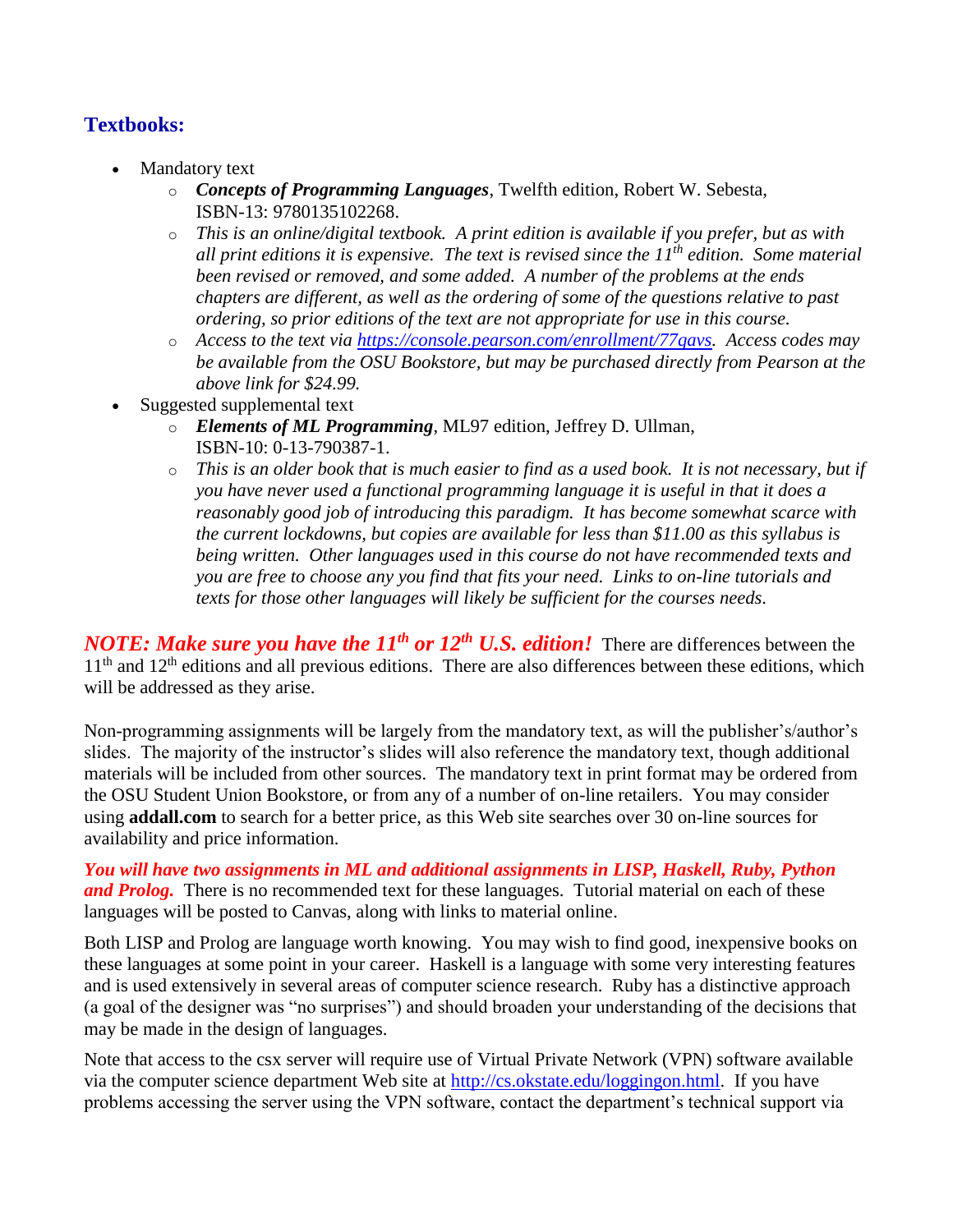## Textbooks:

- Mandatory text
  - ***Concepts of Programming Languages***, Twelfth edition, Robert W. Sebesta, ISBN-13: 9780135102268.
  - *This is an online/digital textbook. A print edition is available if you prefer, but as with all print editions it is expensive. The text is revised since the 11th edition. Some material been revised or removed, and some added. A number of the problems at the ends chapters are different, as well as the ordering of some of the questions relative to past ordering, so prior editions of the text are not appropriate for use in this course.*
  - *Access to the text via [https://console.pearson.com/enrollment/77qavs](https://console.pearson.com/enrollment/77qavs). Access codes may be available from the OSU Bookstore, but may be purchased directly from Pearson at the above link for $24.99.*
- Suggested supplemental text
  - ***Elements of ML Programming***, ML97 edition, Jeffrey D. Ullman, ISBN-10: 0-13-790387-1.
  - *This is an older book that is much easier to find as a used book. It is not necessary, but if you have never used a functional programming language it is useful in that it does a reasonably good job of introducing this paradigm. It has become somewhat scarce with the current lockdowns, but copies are available for less than $11.00 as this syllabus is being written. Other languages used in this course do not have recommended texts and you are free to choose any you find that fits your need. Links to on-line tutorials and texts for those other languages will likely be sufficient for the courses needs.*

***NOTE: Make sure you have the 11th or 12th U.S. edition!*** There are differences between the 11th and 12th editions and all previous editions. There are also differences between these editions, which will be addressed as they arise.

Non-programming assignments will be largely from the mandatory text, as will the publisher's/author's slides. The majority of the instructor's slides will also reference the mandatory text, though additional materials will be included from other sources. The mandatory text in print format may be ordered from the OSU Student Union Bookstore, or from any of a number of on-line retailers. You may consider using **addall.com** to search for a better price, as this Web site searches over 30 on-line sources for availability and price information.

***You will have two assignments in ML and additional assignments in LISP, Haskell, Ruby, Python and Prolog.*** There is no recommended text for these languages. Tutorial material on each of these languages will be posted to Canvas, along with links to material online.

Both LISP and Prolog are language worth knowing. You may wish to find good, inexpensive books on these languages at some point in your career. Haskell is a language with some very interesting features and is used extensively in several areas of computer science research. Ruby has a distinctive approach (a goal of the designer was "no surprises") and should broaden your understanding of the decisions that may be made in the design of languages.

Note that access to the csx server will require use of Virtual Private Network (VPN) software available via the computer science department Web site at [http://cs.okstate.edu/loggingon.html](http://cs.okstate.edu/loggingon.html). If you have problems accessing the server using the VPN software, contact the department's technical support via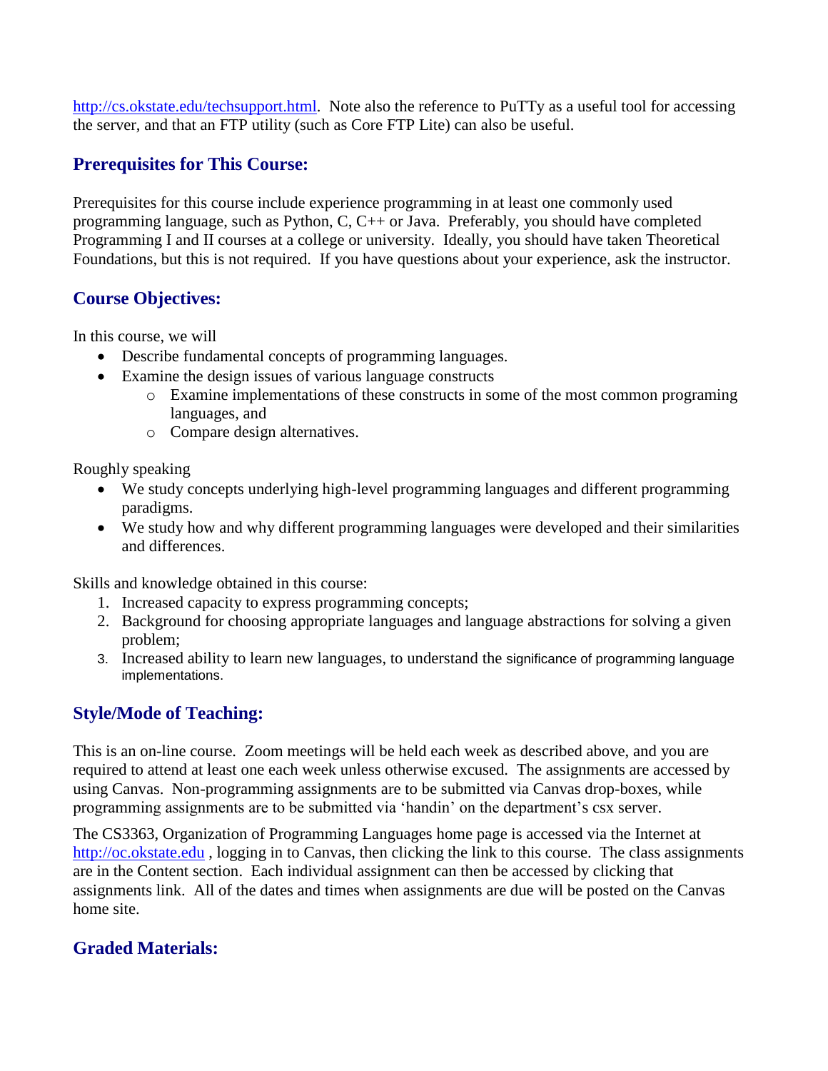http://cs.okstate.edu/techsupport.html. Note also the reference to PuTTy as a useful tool for accessing the server, and that an FTP utility (such as Core FTP Lite) can also be useful.

## Prerequisites for This Course:

Prerequisites for this course include experience programming in at least one commonly used programming language, such as Python, C, C++ or Java. Preferably, you should have completed Programming I and II courses at a college or university. Ideally, you should have taken Theoretical Foundations, but this is not required. If you have questions about your experience, ask the instructor.

## Course Objectives:

In this course, we will

- Describe fundamental concepts of programming languages.
- Examine the design issues of various language constructs
    - Examine implementations of these constructs in some of the most common programing languages, and
    - Compare design alternatives.

Roughly speaking

- We study concepts underlying high-level programming languages and different programming paradigms.
- We study how and why different programming languages were developed and their similarities and differences.

Skills and knowledge obtained in this course:

1. Increased capacity to express programming concepts;
2. Background for choosing appropriate languages and language abstractions for solving a given problem;
3. Increased ability to learn new languages, to understand the significance of programming language implementations.

## Style/Mode of Teaching:

This is an on-line course. Zoom meetings will be held each week as described above, and you are required to attend at least one each week unless otherwise excused. The assignments are accessed by using Canvas. Non-programming assignments are to be submitted via Canvas drop-boxes, while programming assignments are to be submitted via 'handin' on the department's csx server.

The CS3363, Organization of Programming Languages home page is accessed via the Internet at http://oc.okstate.edu , logging in to Canvas, then clicking the link to this course. The class assignments are in the Content section. Each individual assignment can then be accessed by clicking that assignments link. All of the dates and times when assignments are due will be posted on the Canvas home site.

## Graded Materials: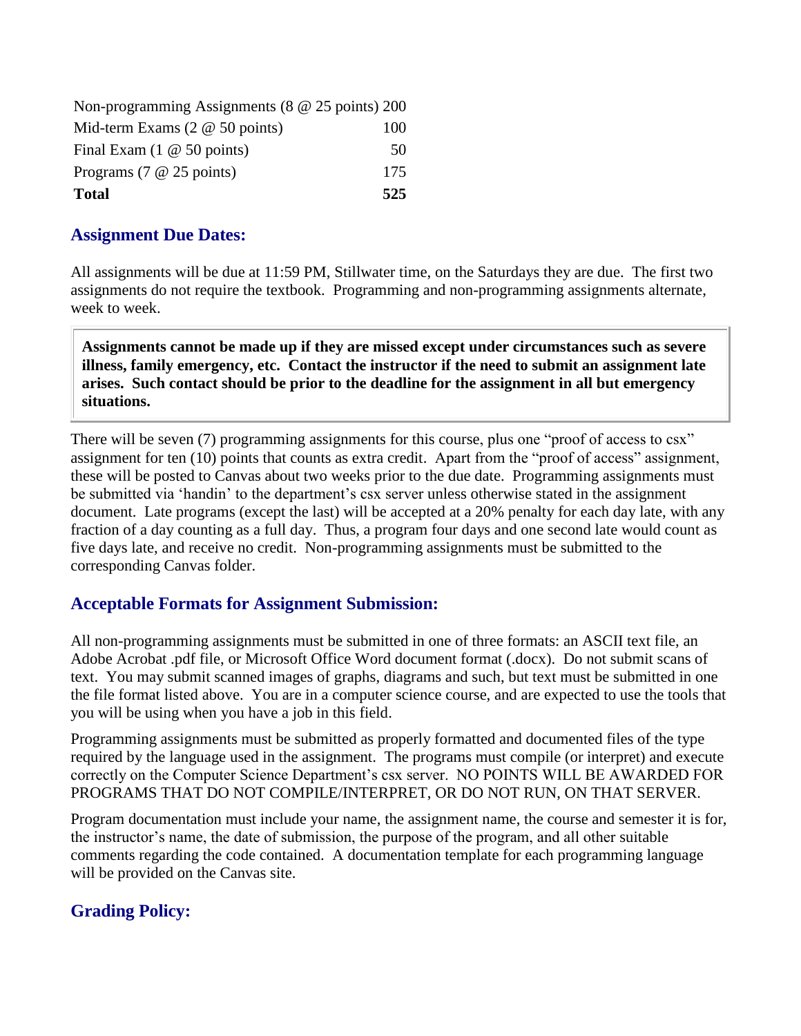| | |
|---|---|
| Non-programming Assignments (8 @ 25 points) | 200 |
| Mid-term Exams (2 @ 50 points) | 100 |
| Final Exam (1 @ 50 points) | 50 |
| Programs (7 @ 25 points) | 175 |
| **Total** | **525** |

## Assignment Due Dates:

All assignments will be due at 11:59 PM, Stillwater time, on the Saturdays they are due. The first two assignments do not require the textbook. Programming and non-programming assignments alternate, week to week.

> **Assignments cannot be made up if they are missed except under circumstances such as severe illness, family emergency, etc. Contact the instructor if the need to submit an assignment late arises. Such contact should be prior to the deadline for the assignment in all but emergency situations.**

There will be seven (7) programming assignments for this course, plus one "proof of access to csx" assignment for ten (10) points that counts as extra credit. Apart from the "proof of access" assignment, these will be posted to Canvas about two weeks prior to the due date. Programming assignments must be submitted via 'handin' to the department's csx server unless otherwise stated in the assignment document. Late programs (except the last) will be accepted at a 20% penalty for each day late, with any fraction of a day counting as a full day. Thus, a program four days and one second late would count as five days late, and receive no credit. Non-programming assignments must be submitted to the corresponding Canvas folder.

## Acceptable Formats for Assignment Submission:

All non-programming assignments must be submitted in one of three formats: an ASCII text file, an Adobe Acrobat .pdf file, or Microsoft Office Word document format (.docx). Do not submit scans of text. You may submit scanned images of graphs, diagrams and such, but text must be submitted in one the file format listed above. You are in a computer science course, and are expected to use the tools that you will be using when you have a job in this field.

Programming assignments must be submitted as properly formatted and documented files of the type required by the language used in the assignment. The programs must compile (or interpret) and execute correctly on the Computer Science Department's csx server. NO POINTS WILL BE AWARDED FOR PROGRAMS THAT DO NOT COMPILE/INTERPRET, OR DO NOT RUN, ON THAT SERVER.

Program documentation must include your name, the assignment name, the course and semester it is for, the instructor's name, the date of submission, the purpose of the program, and all other suitable comments regarding the code contained. A documentation template for each programming language will be provided on the Canvas site.

## Grading Policy: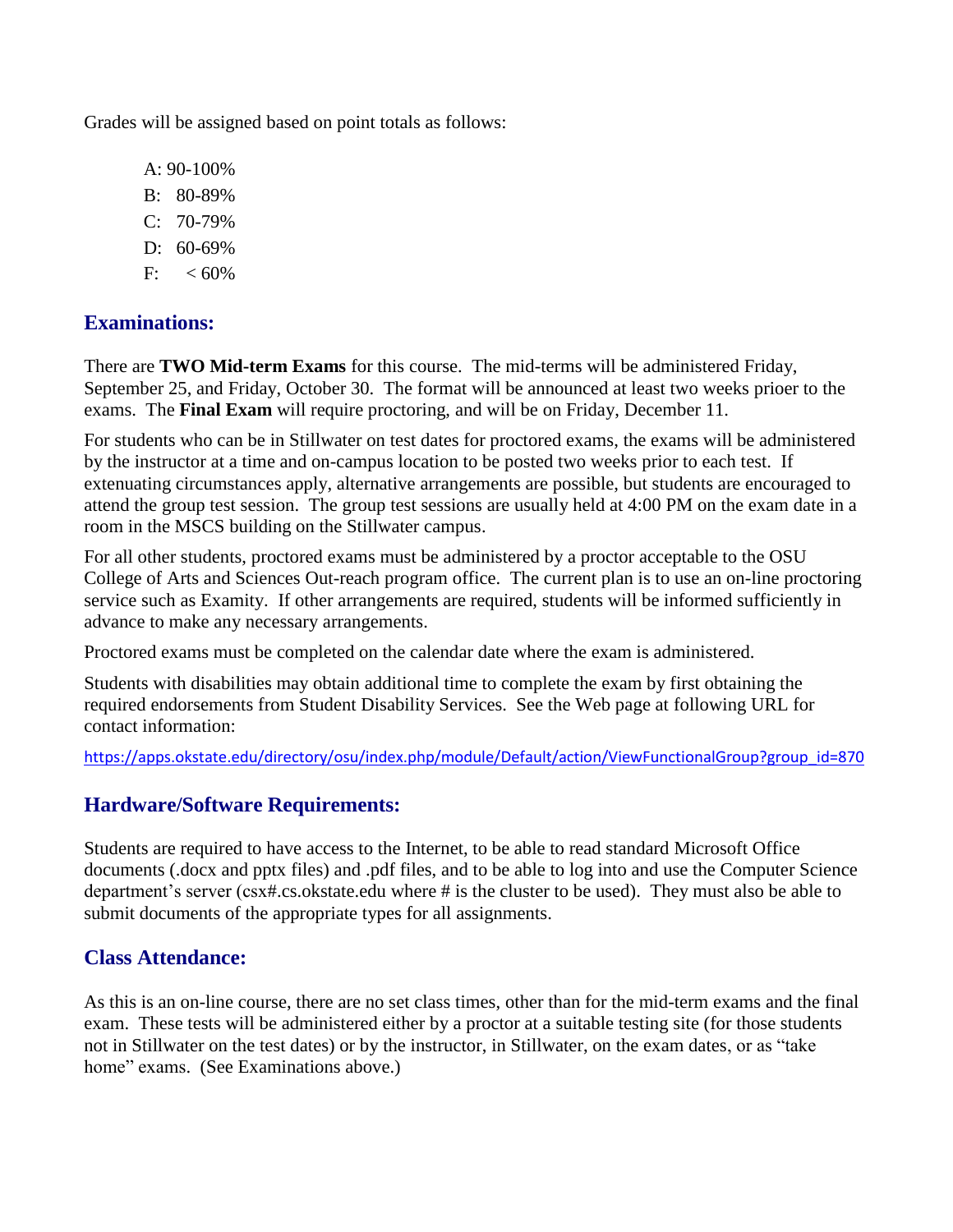Grades will be assigned based on point totals as follows:

- A: 90-100%
- B: 80-89%
- C: 70-79%
- D: 60-69%
- F: < 60%

## Examinations:

There are **TWO Mid-term Exams** for this course. The mid-terms will be administered Friday, September 25, and Friday, October 30. The format will be announced at least two weeks prioer to the exams. The **Final Exam** will require proctoring, and will be on Friday, December 11.

For students who can be in Stillwater on test dates for proctored exams, the exams will be administered by the instructor at a time and on-campus location to be posted two weeks prior to each test. If extenuating circumstances apply, alternative arrangements are possible, but students are encouraged to attend the group test session. The group test sessions are usually held at 4:00 PM on the exam date in a room in the MSCS building on the Stillwater campus.

For all other students, proctored exams must be administered by a proctor acceptable to the OSU College of Arts and Sciences Out-reach program office. The current plan is to use an on-line proctoring service such as Examity. If other arrangements are required, students will be informed sufficiently in advance to make any necessary arrangements.

Proctored exams must be completed on the calendar date where the exam is administered.

Students with disabilities may obtain additional time to complete the exam by first obtaining the required endorsements from Student Disability Services. See the Web page at following URL for contact information:

https://apps.okstate.edu/directory/osu/index.php/module/Default/action/ViewFunctionalGroup?group_id=870

## Hardware/Software Requirements:

Students are required to have access to the Internet, to be able to read standard Microsoft Office documents (.docx and pptx files) and .pdf files, and to be able to log into and use the Computer Science department's server (csx#.cs.okstate.edu where # is the cluster to be used). They must also be able to submit documents of the appropriate types for all assignments.

## Class Attendance:

As this is an on-line course, there are no set class times, other than for the mid-term exams and the final exam. These tests will be administered either by a proctor at a suitable testing site (for those students not in Stillwater on the test dates) or by the instructor, in Stillwater, on the exam dates, or as "take home" exams. (See Examinations above.)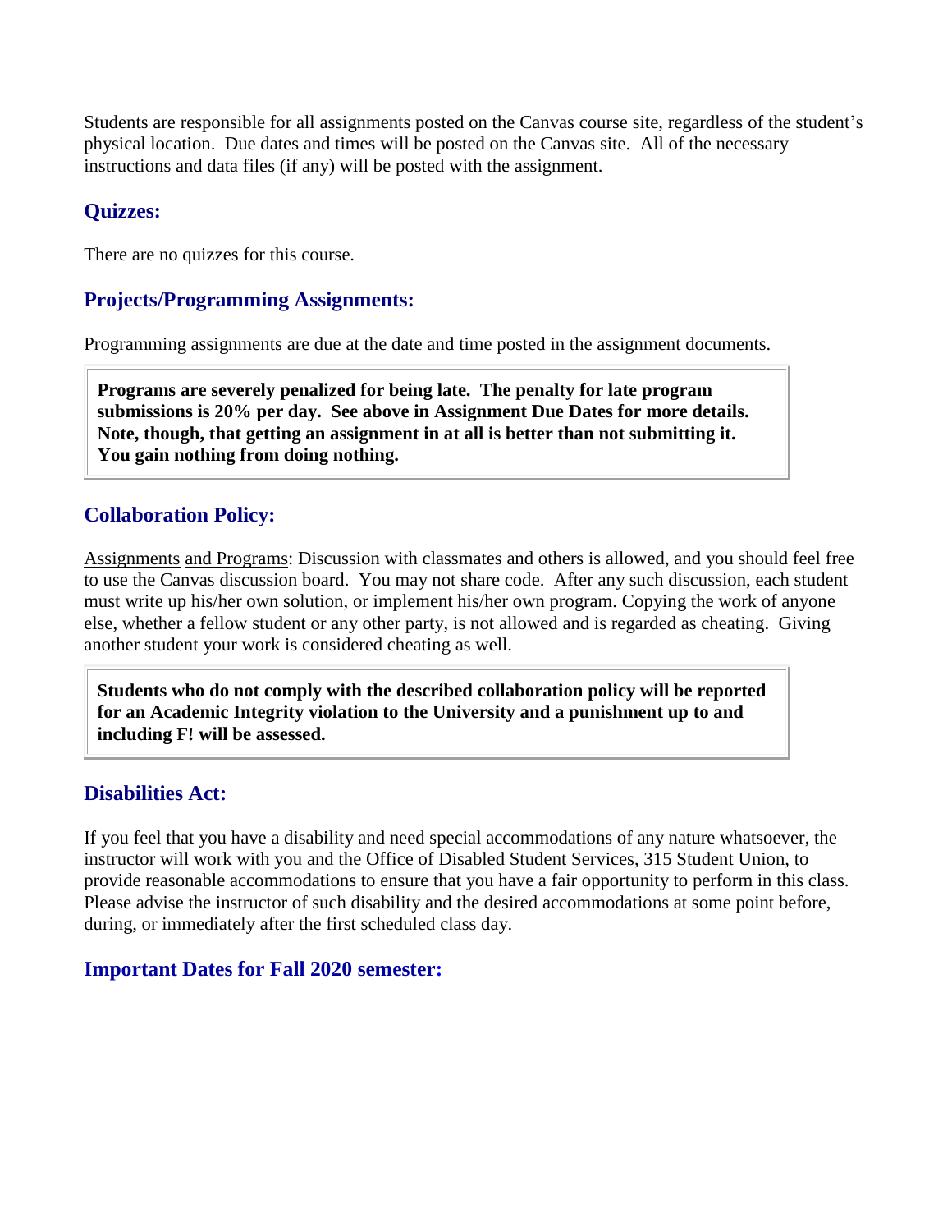Students are responsible for all assignments posted on the Canvas course site, regardless of the student's physical location. Due dates and times will be posted on the Canvas site. All of the necessary instructions and data files (if any) will be posted with the assignment.

## Quizzes:

There are no quizzes for this course.

## Projects/Programming Assignments:

Programming assignments are due at the date and time posted in the assignment documents.

> **Programs are severely penalized for being late. The penalty for late program submissions is 20% per day. See above in Assignment Due Dates for more details. Note, though, that getting an assignment in at all is better than not submitting it. You gain nothing from doing nothing.**

## Collaboration Policy:

Assignments and Programs: Discussion with classmates and others is allowed, and you should feel free to use the Canvas discussion board. You may not share code. After any such discussion, each student must write up his/her own solution, or implement his/her own program. Copying the work of anyone else, whether a fellow student or any other party, is not allowed and is regarded as cheating. Giving another student your work is considered cheating as well.

> **Students who do not comply with the described collaboration policy will be reported for an Academic Integrity violation to the University and a punishment up to and including F! will be assessed.**

## Disabilities Act:

If you feel that you have a disability and need special accommodations of any nature whatsoever, the instructor will work with you and the Office of Disabled Student Services, 315 Student Union, to provide reasonable accommodations to ensure that you have a fair opportunity to perform in this class. Please advise the instructor of such disability and the desired accommodations at some point before, during, or immediately after the first scheduled class day.

## Important Dates for Fall 2020 semester: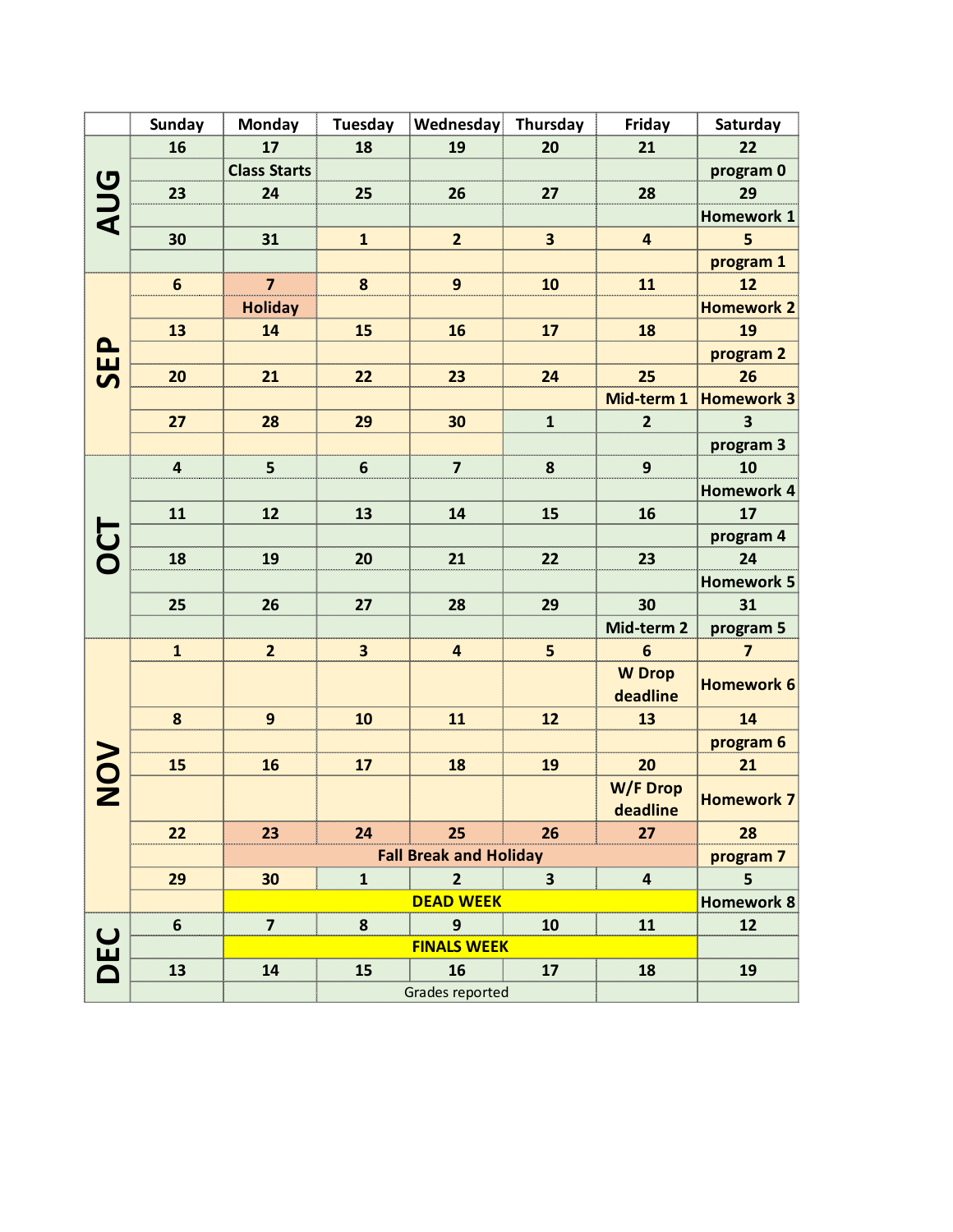| | Sunday | Monday | Tuesday | Wednesday | Thursday | Friday | Saturday |
|---|---|---|---|---|---|---|---|
| AUG | 16 | 17 | 18 | 19 | 20 | 21 | 22 |
| | | Class Starts | | | | | program 0 |
| | 23 | 24 | 25 | 26 | 27 | 28 | 29 |
| | | | | | | | Homework 1 |
| | 30 | 31 | 1 | 2 | 3 | 4 | 5 |
| | | | | | | | program 1 |
| SEP | 6 | 7 | 8 | 9 | 10 | 11 | 12 |
| | | Holiday | | | | | Homework 2 |
| | 13 | 14 | 15 | 16 | 17 | 18 | 19 |
| | | | | | | | program 2 |
| | 20 | 21 | 22 | 23 | 24 | 25 | 26 |
| | | | | | | Mid-term 1 | Homework 3 |
| | 27 | 28 | 29 | 30 | 1 | 2 | 3 |
| | | | | | | | program 3 |
| OCT | 4 | 5 | 6 | 7 | 8 | 9 | 10 |
| | | | | | | | Homework 4 |
| | 11 | 12 | 13 | 14 | 15 | 16 | 17 |
| | | | | | | | program 4 |
| | 18 | 19 | 20 | 21 | 22 | 23 | 24 |
| | | | | | | | Homework 5 |
| | 25 | 26 | 27 | 28 | 29 | 30 | 31 |
| | | | | | | Mid-term 2 | program 5 |
| NOV | 1 | 2 | 3 | 4 | 5 | 6 | 7 |
| | | | | | | W Drop deadline | Homework 6 |
| | 8 | 9 | 10 | 11 | 12 | 13 | 14 |
| | | | | | | | program 6 |
| | 15 | 16 | 17 | 18 | 19 | 20 | 21 |
| | | | | | | W/F Drop deadline | Homework 7 |
| | 22 | 23 | 24 | 25 | 26 | 27 | 28 |
| | | Fall Break and Holiday | | | | | program 7 |
| | 29 | 30 | 1 | 2 | 3 | 4 | 5 |
| | | DEAD WEEK | | | | | Homework 8 |
| DEC | 6 | 7 | 8 | 9 | 10 | 11 | 12 |
| | | FINALS WEEK | | | | | |
| | 13 | 14 | 15 | 16 | 17 | 18 | 19 |
| | | | Grades reported | | | | |